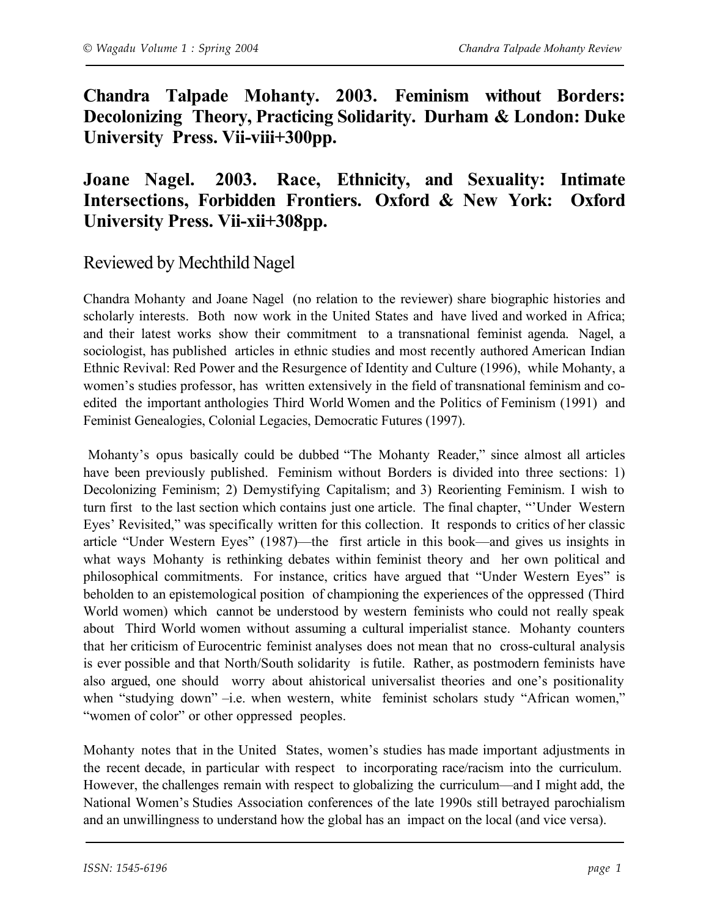# Chandra Talpade Mohanty. 2003. Feminism without Borders: Decolonizing Theory, Practicing Solidarity. Durham & London: Duke University Press. Vii-viii+300pp.

# Joane Nagel. 2003. Race, Ethnicity, and Sexuality: Intimate Intersections, Forbidden Frontiers. Oxford & New York: Oxford University Press. Vii-xii+308pp.

## Reviewed by Mechthild Nagel

Chandra Mohanty and Joane Nagel (no relation to the reviewer) share biographic histories and scholarly interests. Both now work in the United States and have lived and worked in Africa; and their latest works show their commitment to a transnational feminist agenda. Nagel, a sociologist, has published articles in ethnic studies and most recently authored American Indian Ethnic Revival: Red Power and the Resurgence of Identity and Culture (1996), while Mohanty, a women's studies professor, has written extensively in the field of transnational feminism and co-edited the important anthologies Third World Women and the Politics of Feminism (1991) and Feminist Genealogies, Colonial Legacies, Democratic Futures (1997).

Mohanty's opus basically could be dubbed "The Mohanty Reader," since almost all articles have been previously published. Feminism without Borders is divided into three sections: 1) Decolonizing Feminism; 2) Demystifying Capitalism; and 3) Reorienting Feminism. I wish to turn first to the last section which contains just one article. The final chapter, "'Under Western Eyes' Revisited," was specifically written for this collection. It responds to critics of her classic article "Under Western Eyes" (1987)—the first article in this book—and gives us insights in what ways Mohanty is rethinking debates within feminist theory and her own political and philosophical commitments. For instance, critics have argued that "Under Western Eyes" is beholden to an epistemological position of championing the experiences of the oppressed (Third World women) which cannot be understood by western feminists who could not really speak about Third World women without assuming a cultural imperialist stance. Mohanty counters that her criticism of Eurocentric feminist analyses does not mean that no cross-cultural analysis is ever possible and that North/South solidarity is futile. Rather, as postmodern feminists have also argued, one should worry about ahistorical universalist theories and one's positionality when "studying down" –i.e. when western, white feminist scholars study "African women," "women of color" or other oppressed peoples.

Mohanty notes that in the United States, women's studies has made important adjustments in the recent decade, in particular with respect to incorporating race/racism into the curriculum. However, the challenges remain with respect to globalizing the curriculum—and I might add, the National Women's Studies Association conferences of the late 1990s still betrayed parochialism and an unwillingness to understand how the global has an impact on the local (and vice versa).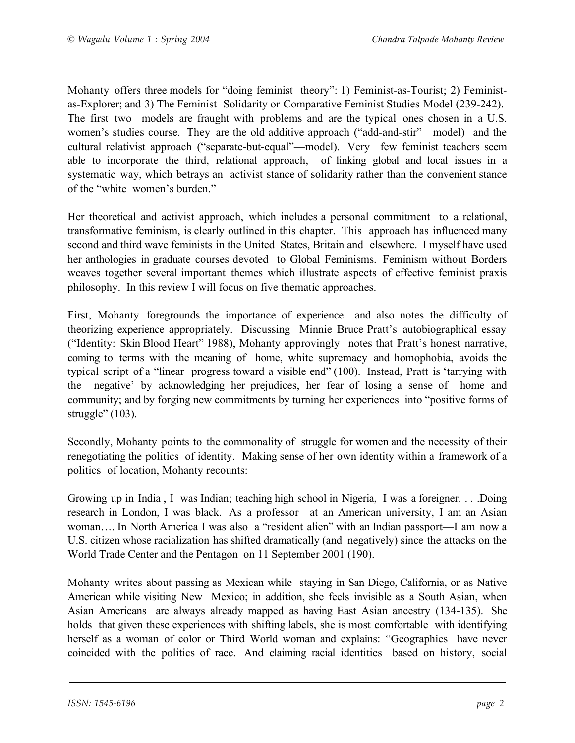Mohanty offers three models for "doing feminist theory": 1) Feminist-as-Tourist; 2) Feminist-as-Explorer; and 3) The Feminist Solidarity or Comparative Feminist Studies Model (239-242). The first two models are fraught with problems and are the typical ones chosen in a U.S. women's studies course. They are the old additive approach ("add-and-stir"—model) and the cultural relativist approach ("separate-but-equal"—model). Very few feminist teachers seem able to incorporate the third, relational approach, of linking global and local issues in a systematic way, which betrays an activist stance of solidarity rather than the convenient stance of the "white women's burden."

Her theoretical and activist approach, which includes a personal commitment to a relational, transformative feminism, is clearly outlined in this chapter. This approach has influenced many second and third wave feminists in the United States, Britain and elsewhere. I myself have used her anthologies in graduate courses devoted to Global Feminisms. Feminism without Borders weaves together several important themes which illustrate aspects of effective feminist praxis philosophy. In this review I will focus on five thematic approaches.

First, Mohanty foregrounds the importance of experience and also notes the difficulty of theorizing experience appropriately. Discussing Minnie Bruce Pratt's autobiographical essay ("Identity: Skin Blood Heart" 1988), Mohanty approvingly notes that Pratt's honest narrative, coming to terms with the meaning of home, white supremacy and homophobia, avoids the typical script of a "linear progress toward a visible end" (100). Instead, Pratt is 'tarrying with the negative' by acknowledging her prejudices, her fear of losing a sense of home and community; and by forging new commitments by turning her experiences into "positive forms of struggle" (103).

Secondly, Mohanty points to the commonality of struggle for women and the necessity of their renegotiating the politics of identity. Making sense of her own identity within a framework of a politics of location, Mohanty recounts:

Growing up in India , I was Indian; teaching high school in Nigeria, I was a foreigner. . . .Doing research in London, I was black. As a professor at an American university, I am an Asian woman…. In North America I was also a "resident alien" with an Indian passport—I am now a U.S. citizen whose racialization has shifted dramatically (and negatively) since the attacks on the World Trade Center and the Pentagon on 11 September 2001 (190).

Mohanty writes about passing as Mexican while staying in San Diego, California, or as Native American while visiting New Mexico; in addition, she feels invisible as a South Asian, when Asian Americans are always already mapped as having East Asian ancestry (134-135). She holds that given these experiences with shifting labels, she is most comfortable with identifying herself as a woman of color or Third World woman and explains: "Geographies have never coincided with the politics of race. And claiming racial identities based on history, social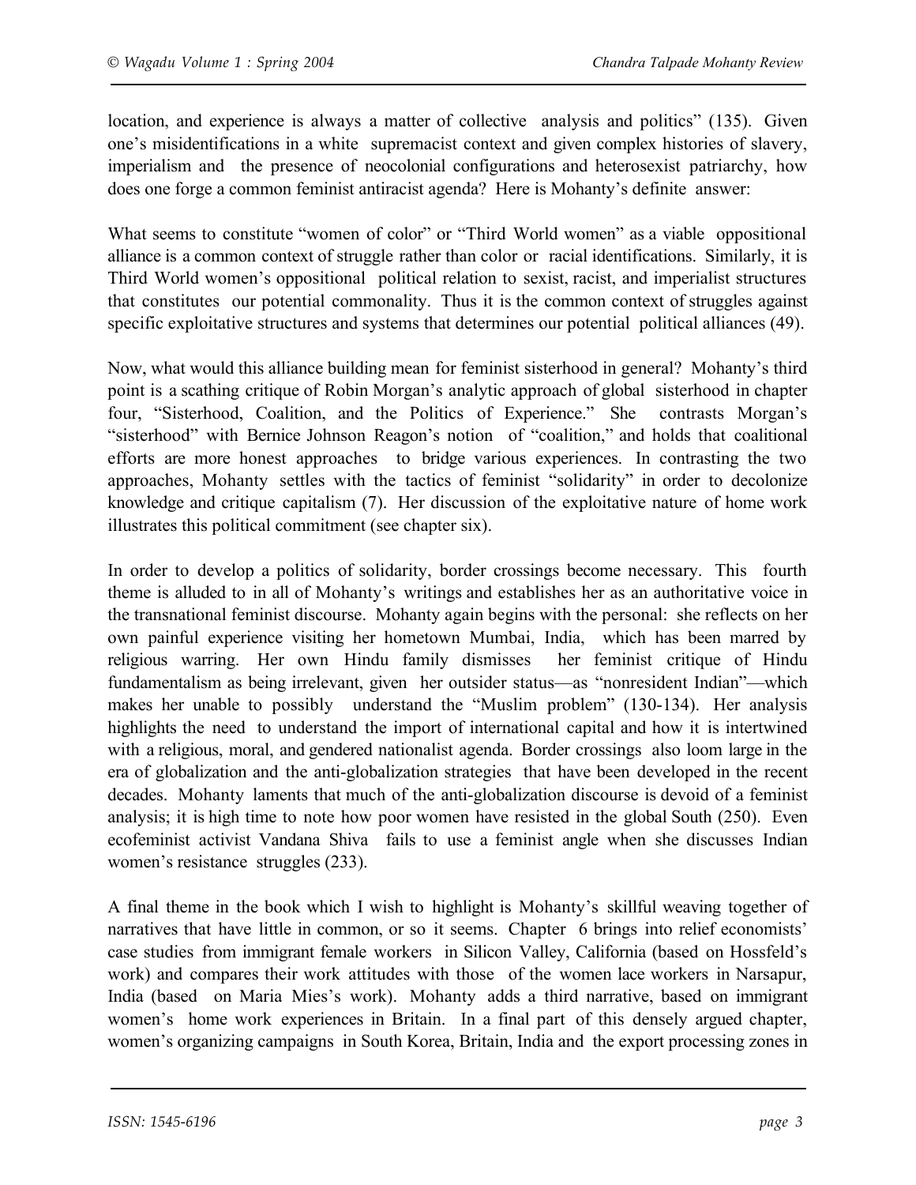location, and experience is always a matter of collective analysis and politics" (135). Given one's misidentifications in a white supremacist context and given complex histories of slavery, imperialism and the presence of neocolonial configurations and heterosexist patriarchy, how does one forge a common feminist antiracist agenda? Here is Mohanty's definite answer:

What seems to constitute "women of color" or "Third World women" as a viable oppositional alliance is a common context of struggle rather than color or racial identifications. Similarly, it is Third World women's oppositional political relation to sexist, racist, and imperialist structures that constitutes our potential commonality. Thus it is the common context of struggles against specific exploitative structures and systems that determines our potential political alliances (49).

Now, what would this alliance building mean for feminist sisterhood in general? Mohanty's third point is a scathing critique of Robin Morgan's analytic approach of global sisterhood in chapter four, "Sisterhood, Coalition, and the Politics of Experience." She contrasts Morgan's "sisterhood" with Bernice Johnson Reagon's notion of "coalition," and holds that coalitional efforts are more honest approaches to bridge various experiences. In contrasting the two approaches, Mohanty settles with the tactics of feminist "solidarity" in order to decolonize knowledge and critique capitalism (7). Her discussion of the exploitative nature of home work illustrates this political commitment (see chapter six).

In order to develop a politics of solidarity, border crossings become necessary. This fourth theme is alluded to in all of Mohanty's writings and establishes her as an authoritative voice in the transnational feminist discourse. Mohanty again begins with the personal: she reflects on her own painful experience visiting her hometown Mumbai, India, which has been marred by religious warring. Her own Hindu family dismisses her feminist critique of Hindu fundamentalism as being irrelevant, given her outsider status—as "nonresident Indian"—which makes her unable to possibly understand the "Muslim problem" (130-134). Her analysis highlights the need to understand the import of international capital and how it is intertwined with a religious, moral, and gendered nationalist agenda. Border crossings also loom large in the era of globalization and the anti-globalization strategies that have been developed in the recent decades. Mohanty laments that much of the anti-globalization discourse is devoid of a feminist analysis; it is high time to note how poor women have resisted in the global South (250). Even ecofeminist activist Vandana Shiva fails to use a feminist angle when she discusses Indian women's resistance struggles (233).

A final theme in the book which I wish to highlight is Mohanty's skillful weaving together of narratives that have little in common, or so it seems. Chapter 6 brings into relief economists' case studies from immigrant female workers in Silicon Valley, California (based on Hossfeld's work) and compares their work attitudes with those of the women lace workers in Narsapur, India (based on Maria Mies's work). Mohanty adds a third narrative, based on immigrant women's home work experiences in Britain. In a final part of this densely argued chapter, women's organizing campaigns in South Korea, Britain, India and the export processing zones in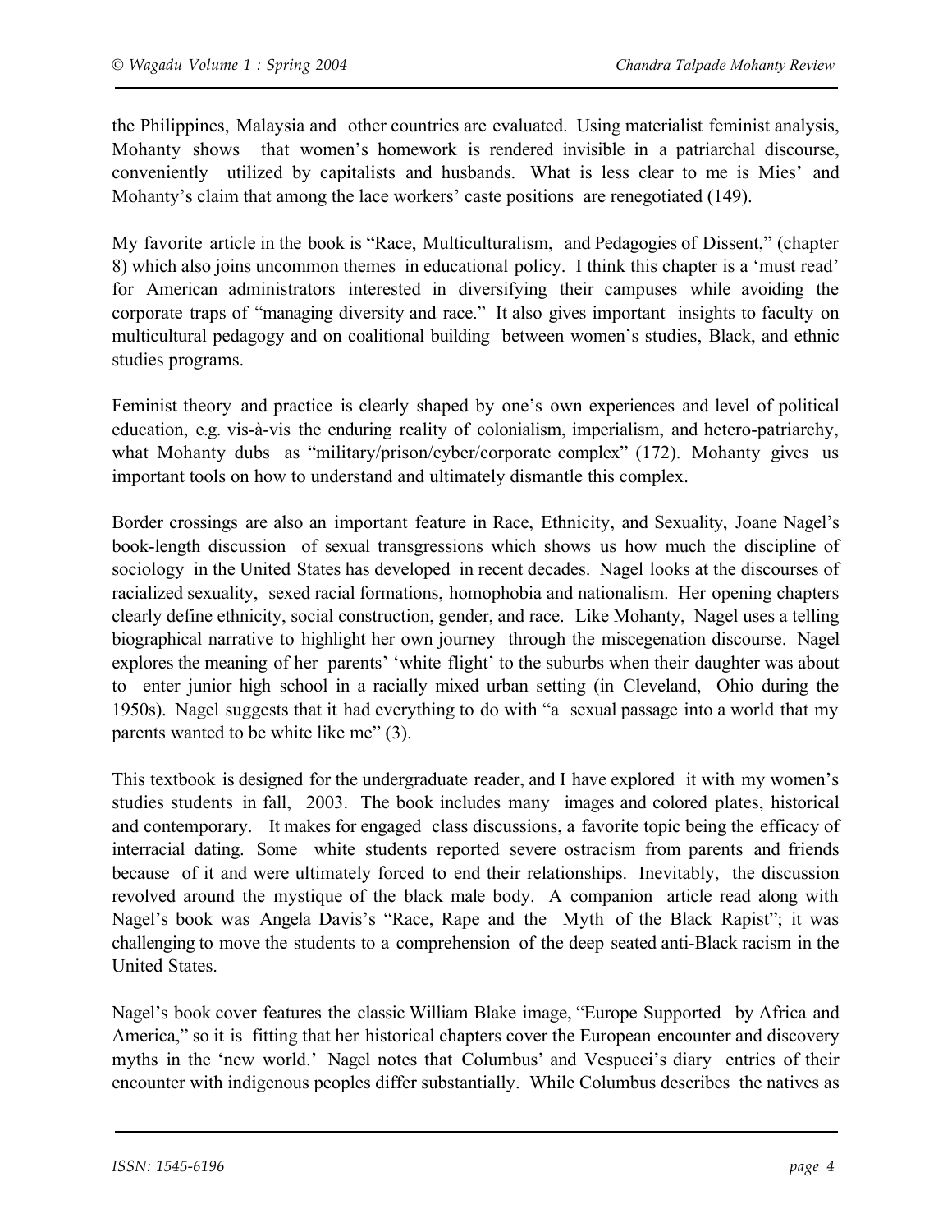the Philippines, Malaysia and other countries are evaluated. Using materialist feminist analysis, Mohanty shows that women's homework is rendered invisible in a patriarchal discourse, conveniently utilized by capitalists and husbands. What is less clear to me is Mies' and Mohanty's claim that among the lace workers' caste positions are renegotiated (149).

My favorite article in the book is "Race, Multiculturalism, and Pedagogies of Dissent," (chapter 8) which also joins uncommon themes in educational policy. I think this chapter is a 'must read' for American administrators interested in diversifying their campuses while avoiding the corporate traps of "managing diversity and race." It also gives important insights to faculty on multicultural pedagogy and on coalitional building between women's studies, Black, and ethnic studies programs.

Feminist theory and practice is clearly shaped by one's own experiences and level of political education, e.g. vis-à-vis the enduring reality of colonialism, imperialism, and hetero-patriarchy, what Mohanty dubs as "military/prison/cyber/corporate complex" (172). Mohanty gives us important tools on how to understand and ultimately dismantle this complex.

Border crossings are also an important feature in Race, Ethnicity, and Sexuality, Joane Nagel's book-length discussion of sexual transgressions which shows us how much the discipline of sociology in the United States has developed in recent decades. Nagel looks at the discourses of racialized sexuality, sexed racial formations, homophobia and nationalism. Her opening chapters clearly define ethnicity, social construction, gender, and race. Like Mohanty, Nagel uses a telling biographical narrative to highlight her own journey through the miscegenation discourse. Nagel explores the meaning of her parents' 'white flight' to the suburbs when their daughter was about to enter junior high school in a racially mixed urban setting (in Cleveland, Ohio during the 1950s). Nagel suggests that it had everything to do with "a sexual passage into a world that my parents wanted to be white like me" (3).

This textbook is designed for the undergraduate reader, and I have explored it with my women's studies students in fall, 2003. The book includes many images and colored plates, historical and contemporary. It makes for engaged class discussions, a favorite topic being the efficacy of interracial dating. Some white students reported severe ostracism from parents and friends because of it and were ultimately forced to end their relationships. Inevitably, the discussion revolved around the mystique of the black male body. A companion article read along with Nagel's book was Angela Davis's "Race, Rape and the Myth of the Black Rapist"; it was challenging to move the students to a comprehension of the deep seated anti-Black racism in the United States.

Nagel's book cover features the classic William Blake image, "Europe Supported by Africa and America," so it is fitting that her historical chapters cover the European encounter and discovery myths in the 'new world.' Nagel notes that Columbus' and Vespucci's diary entries of their encounter with indigenous peoples differ substantially. While Columbus describes the natives as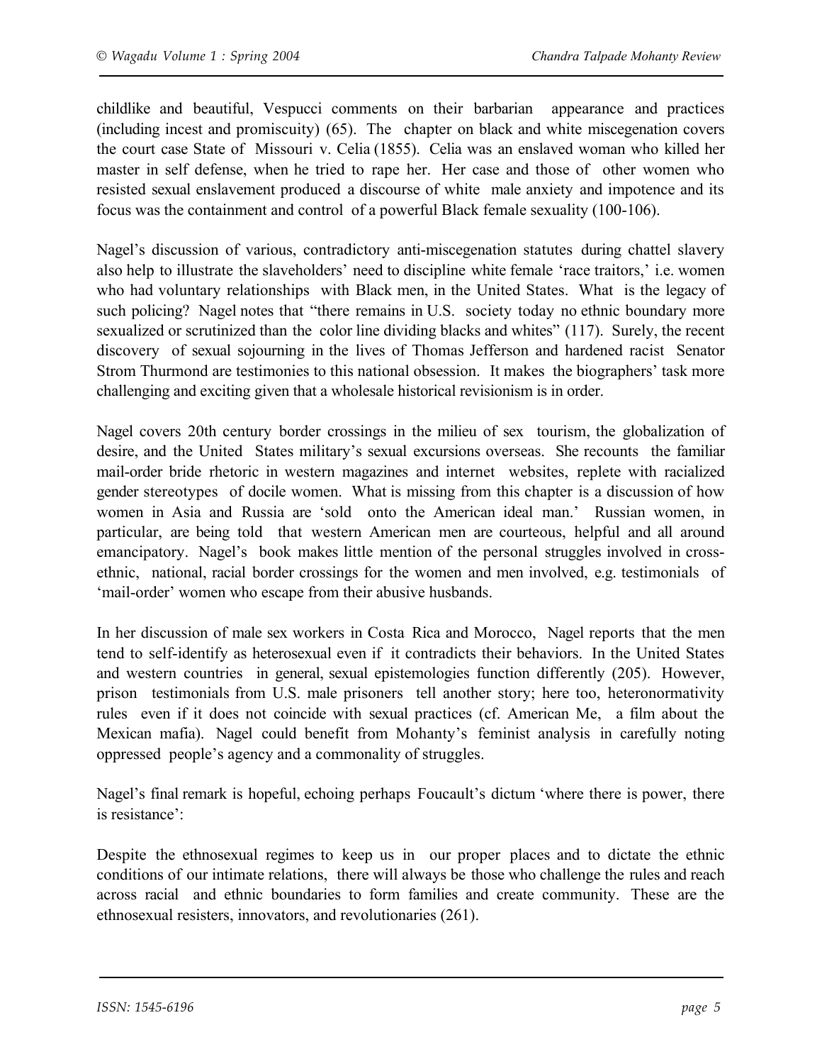childlike and beautiful, Vespucci comments on their barbarian appearance and practices (including incest and promiscuity) (65). The chapter on black and white miscegenation covers the court case State of Missouri v. Celia (1855). Celia was an enslaved woman who killed her master in self defense, when he tried to rape her. Her case and those of other women who resisted sexual enslavement produced a discourse of white male anxiety and impotence and its focus was the containment and control of a powerful Black female sexuality (100-106).

Nagel's discussion of various, contradictory anti-miscegenation statutes during chattel slavery also help to illustrate the slaveholders' need to discipline white female 'race traitors,' i.e. women who had voluntary relationships with Black men, in the United States. What is the legacy of such policing? Nagel notes that "there remains in U.S. society today no ethnic boundary more sexualized or scrutinized than the color line dividing blacks and whites" (117). Surely, the recent discovery of sexual sojourning in the lives of Thomas Jefferson and hardened racist Senator Strom Thurmond are testimonies to this national obsession. It makes the biographers' task more challenging and exciting given that a wholesale historical revisionism is in order.

Nagel covers 20th century border crossings in the milieu of sex tourism, the globalization of desire, and the United States military's sexual excursions overseas. She recounts the familiar mail-order bride rhetoric in western magazines and internet websites, replete with racialized gender stereotypes of docile women. What is missing from this chapter is a discussion of how women in Asia and Russia are 'sold onto the American ideal man.' Russian women, in particular, are being told that western American men are courteous, helpful and all around emancipatory. Nagel's book makes little mention of the personal struggles involved in cross-ethnic, national, racial border crossings for the women and men involved, e.g. testimonials of 'mail-order' women who escape from their abusive husbands.

In her discussion of male sex workers in Costa Rica and Morocco, Nagel reports that the men tend to self-identify as heterosexual even if it contradicts their behaviors. In the United States and western countries in general, sexual epistemologies function differently (205). However, prison testimonials from U.S. male prisoners tell another story; here too, heteronormativity rules even if it does not coincide with sexual practices (cf. American Me, a film about the Mexican mafia). Nagel could benefit from Mohanty's feminist analysis in carefully noting oppressed people's agency and a commonality of struggles.

Nagel's final remark is hopeful, echoing perhaps Foucault's dictum 'where there is power, there is resistance':

Despite the ethnosexual regimes to keep us in our proper places and to dictate the ethnic conditions of our intimate relations, there will always be those who challenge the rules and reach across racial and ethnic boundaries to form families and create community. These are the ethnosexual resisters, innovators, and revolutionaries (261).